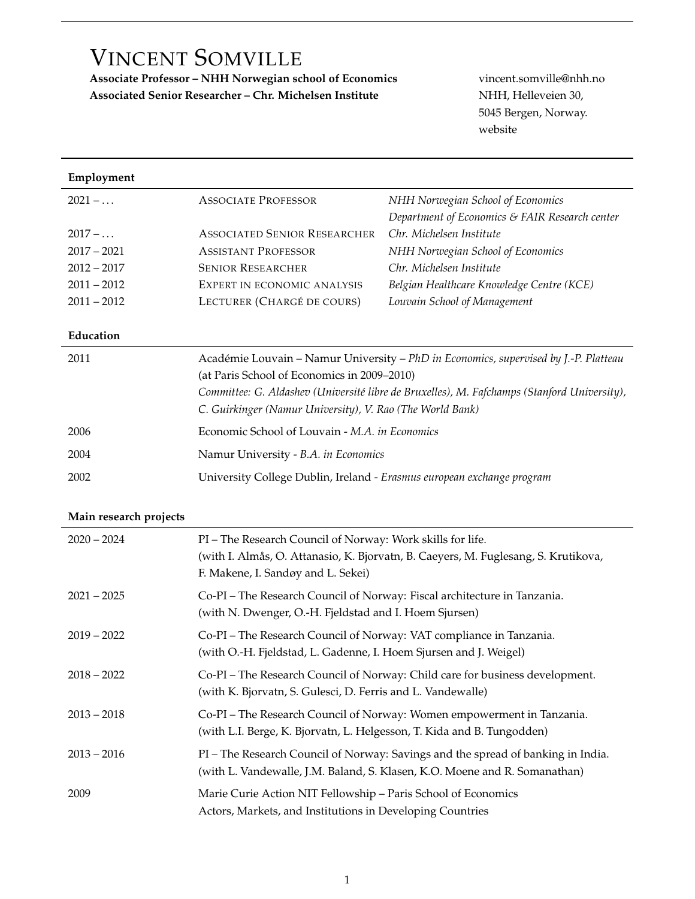# VINCENT SOMVILLE

**Associate Professor – NHH Norwegian school of Economics**
**Associated Senior Researcher – Chr. Michelsen Institute**

vincent.somville@nhh.no
NHH, Helleveien 30,
5045 Bergen, Norway.
website

## Employment

| | | |
|---|---|---|
| 2021 – ... | ASSOCIATE PROFESSOR | *NHH Norwegian School of Economics* *Department of Economics & FAIR Research center* |
| 2017 – ... | ASSOCIATED SENIOR RESEARCHER | *Chr. Michelsen Institute* |
| 2017 – 2021 | ASSISTANT PROFESSOR | *NHH Norwegian School of Economics* |
| 2012 – 2017 | SENIOR RESEARCHER | *Chr. Michelsen Institute* |
| 2011 – 2012 | EXPERT IN ECONOMIC ANALYSIS | *Belgian Healthcare Knowledge Centre (KCE)* |
| 2011 – 2012 | LECTURER (CHARGÉ DE COURS) | *Louvain School of Management* |

## Education

**2011** — Académie Louvain – Namur University – *PhD in Economics, supervised by J.-P. Platteau*
(at Paris School of Economics in 2009–2010)
*Committee: G. Aldashev (Université libre de Bruxelles), M. Fafchamps (Stanford University), C. Guirkinger (Namur University), V. Rao (The World Bank)*

**2006** — Economic School of Louvain - *M.A. in Economics*

**2004** — Namur University - *B.A. in Economics*

**2002** — University College Dublin, Ireland - *Erasmus european exchange program*

## Main research projects

**2020 – 2024** — PI – The Research Council of Norway: Work skills for life.
(with I. Almås, O. Attanasio, K. Bjorvatn, B. Caeyers, M. Fuglesang, S. Krutikova, F. Makene, I. Sandøy and L. Sekei)

**2021 – 2025** — Co-PI – The Research Council of Norway: Fiscal architecture in Tanzania.
(with N. Dwenger, O.-H. Fjeldstad and I. Hoem Sjursen)

**2019 – 2022** — Co-PI – The Research Council of Norway: VAT compliance in Tanzania.
(with O.-H. Fjeldstad, L. Gadenne, I. Hoem Sjursen and J. Weigel)

**2018 – 2022** — Co-PI – The Research Council of Norway: Child care for business development.
(with K. Bjorvatn, S. Gulesci, D. Ferris and L. Vandewalle)

**2013 – 2018** — Co-PI – The Research Council of Norway: Women empowerment in Tanzania.
(with L.I. Berge, K. Bjorvatn, L. Helgesson, T. Kida and B. Tungodden)

**2013 – 2016** — PI – The Research Council of Norway: Savings and the spread of banking in India.
(with L. Vandewalle, J.M. Baland, S. Klasen, K.O. Moene and R. Somanathan)

**2009** — Marie Curie Action NIT Fellowship – Paris School of Economics
Actors, Markets, and Institutions in Developing Countries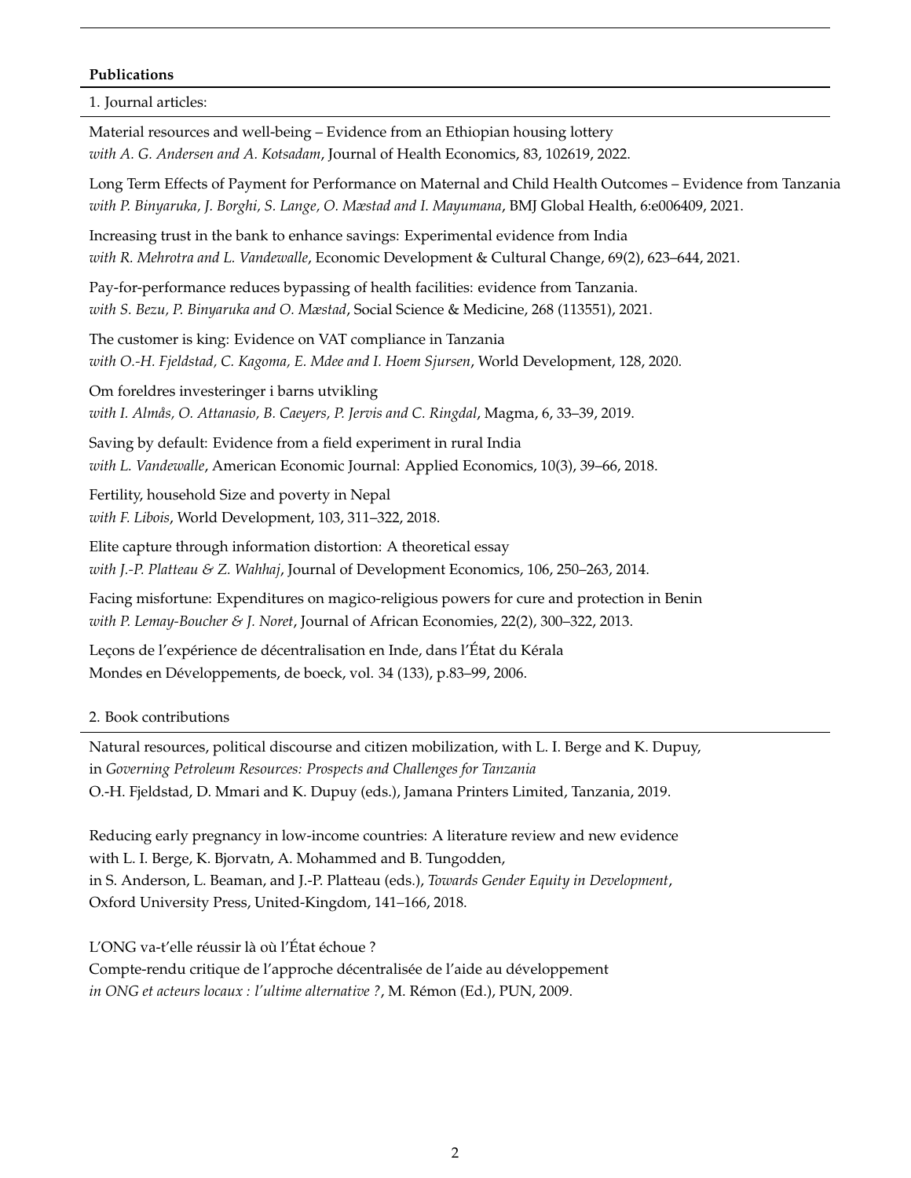**Publications**

1. Journal articles:

Material resources and well-being – Evidence from an Ethiopian housing lottery
*with A. G. Andersen and A. Kotsadam*, Journal of Health Economics, 83, 102619, 2022.

Long Term Effects of Payment for Performance on Maternal and Child Health Outcomes – Evidence from Tanzania
*with P. Binyaruka, J. Borghi, S. Lange, O. Mæstad and I. Mayumana*, BMJ Global Health, 6:e006409, 2021.

Increasing trust in the bank to enhance savings: Experimental evidence from India
*with R. Mehrotra and L. Vandewalle*, Economic Development & Cultural Change, 69(2), 623–644, 2021.

Pay-for-performance reduces bypassing of health facilities: evidence from Tanzania.
*with S. Bezu, P. Binyaruka and O. Mæstad*, Social Science & Medicine, 268 (113551), 2021.

The customer is king: Evidence on VAT compliance in Tanzania
*with O.-H. Fjeldstad, C. Kagoma, E. Mdee and I. Hoem Sjursen*, World Development, 128, 2020.

Om foreldres investeringer i barns utvikling
*with I. Almås, O. Attanasio, B. Caeyers, P. Jervis and C. Ringdal*, Magma, 6, 33–39, 2019.

Saving by default: Evidence from a field experiment in rural India
*with L. Vandewalle*, American Economic Journal: Applied Economics, 10(3), 39–66, 2018.

Fertility, household Size and poverty in Nepal
*with F. Libois*, World Development, 103, 311–322, 2018.

Elite capture through information distortion: A theoretical essay
*with J.-P. Platteau & Z. Wahhaj*, Journal of Development Economics, 106, 250–263, 2014.

Facing misfortune: Expenditures on magico-religious powers for cure and protection in Benin
*with P. Lemay-Boucher & J. Noret*, Journal of African Economies, 22(2), 300–322, 2013.

Leçons de l'expérience de décentralisation en Inde, dans l'État du Kérala
Mondes en Développements, de boeck, vol. 34 (133), p.83–99, 2006.

2. Book contributions

Natural resources, political discourse and citizen mobilization, with L. I. Berge and K. Dupuy,
in *Governing Petroleum Resources: Prospects and Challenges for Tanzania*
O.-H. Fjeldstad, D. Mmari and K. Dupuy (eds.), Jamana Printers Limited, Tanzania, 2019.

Reducing early pregnancy in low-income countries: A literature review and new evidence
with L. I. Berge, K. Bjorvatn, A. Mohammed and B. Tungodden,
in S. Anderson, L. Beaman, and J.-P. Platteau (eds.), *Towards Gender Equity in Development*,
Oxford University Press, United-Kingdom, 141–166, 2018.

L'ONG va-t'elle réussir là où l'État échoue ?
Compte-rendu critique de l'approche décentralisée de l'aide au développement
*in ONG et acteurs locaux : l'ultime alternative ?*, M. Rémon (Ed.), PUN, 2009.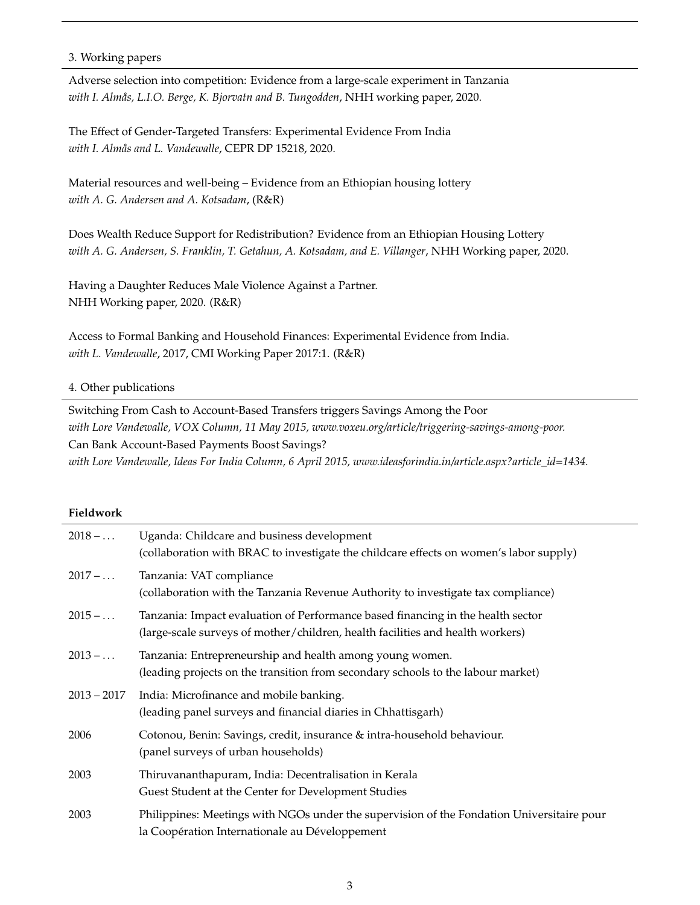### 3. Working papers

Adverse selection into competition: Evidence from a large-scale experiment in Tanzania
*with I. Almås, L.I.O. Berge, K. Bjorvatn and B. Tungodden*, NHH working paper, 2020.

The Effect of Gender-Targeted Transfers: Experimental Evidence From India
*with I. Almås and L. Vandewalle*, CEPR DP 15218, 2020.

Material resources and well-being – Evidence from an Ethiopian housing lottery
*with A. G. Andersen and A. Kotsadam*, (R&R)

Does Wealth Reduce Support for Redistribution? Evidence from an Ethiopian Housing Lottery
*with A. G. Andersen, S. Franklin, T. Getahun, A. Kotsadam, and E. Villanger*, NHH Working paper, 2020.

Having a Daughter Reduces Male Violence Against a Partner.
NHH Working paper, 2020. (R&R)

Access to Formal Banking and Household Finances: Experimental Evidence from India.
*with L. Vandewalle*, 2017, CMI Working Paper 2017:1. (R&R)

### 4. Other publications

Switching From Cash to Account-Based Transfers triggers Savings Among the Poor
*with Lore Vandewalle, VOX Column, 11 May 2015, www.voxeu.org/article/triggering-savings-among-poor.*
Can Bank Account-Based Payments Boost Savings?
*with Lore Vandewalle, Ideas For India Column, 6 April 2015, www.ideasforindia.in/article.aspx?article_id=1434.*

## Fieldwork

| | |
|---|---|
| 2018 – ... | Uganda: Childcare and business development<br>(collaboration with BRAC to investigate the childcare effects on women's labor supply) |
| 2017 – ... | Tanzania: VAT compliance<br>(collaboration with the Tanzania Revenue Authority to investigate tax compliance) |
| 2015 – ... | Tanzania: Impact evaluation of Performance based financing in the health sector<br>(large-scale surveys of mother/children, health facilities and health workers) |
| 2013 – ... | Tanzania: Entrepreneurship and health among young women.<br>(leading projects on the transition from secondary schools to the labour market) |
| 2013 – 2017 | India: Microfinance and mobile banking.<br>(leading panel surveys and financial diaries in Chhattisgarh) |
| 2006 | Cotonou, Benin: Savings, credit, insurance & intra-household behaviour.<br>(panel surveys of urban households) |
| 2003 | Thiruvananthapuram, India: Decentralisation in Kerala<br>Guest Student at the Center for Development Studies |
| 2003 | Philippines: Meetings with NGOs under the supervision of the Fondation Universitaire pour la Coopération Internationale au Développement |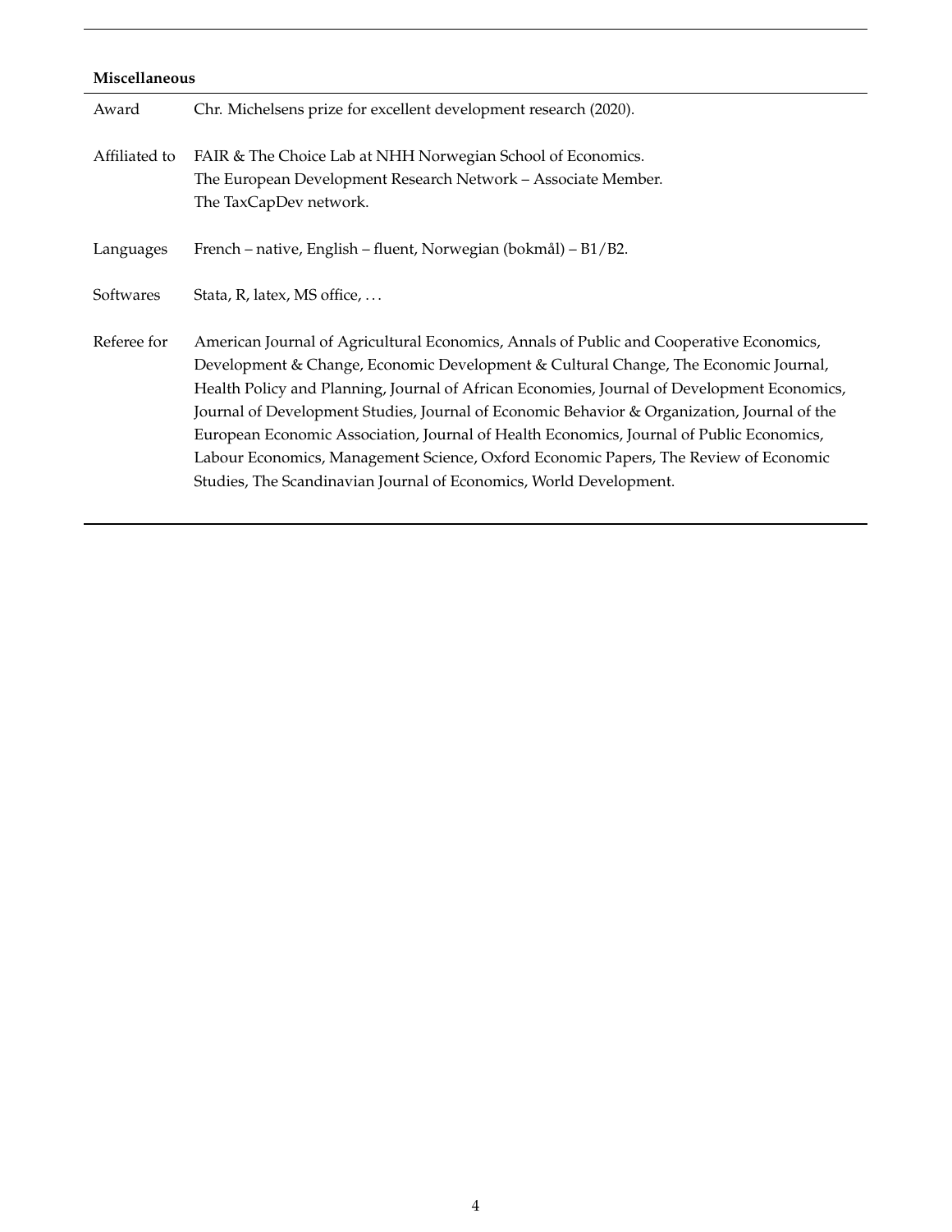**Miscellaneous**

| | |
|---|---|
| Award | Chr. Michelsens prize for excellent development research (2020). |
| Affiliated to | FAIR & The Choice Lab at NHH Norwegian School of Economics.<br>The European Development Research Network – Associate Member.<br>The TaxCapDev network. |
| Languages | French – native, English – fluent, Norwegian (bokmål) – B1/B2. |
| Softwares | Stata, R, latex, MS office, … |
| Referee for | American Journal of Agricultural Economics, Annals of Public and Cooperative Economics, Development & Change, Economic Development & Cultural Change, The Economic Journal, Health Policy and Planning, Journal of African Economies, Journal of Development Economics, Journal of Development Studies, Journal of Economic Behavior & Organization, Journal of the European Economic Association, Journal of Health Economics, Journal of Public Economics, Labour Economics, Management Science, Oxford Economic Papers, The Review of Economic Studies, The Scandinavian Journal of Economics, World Development. |